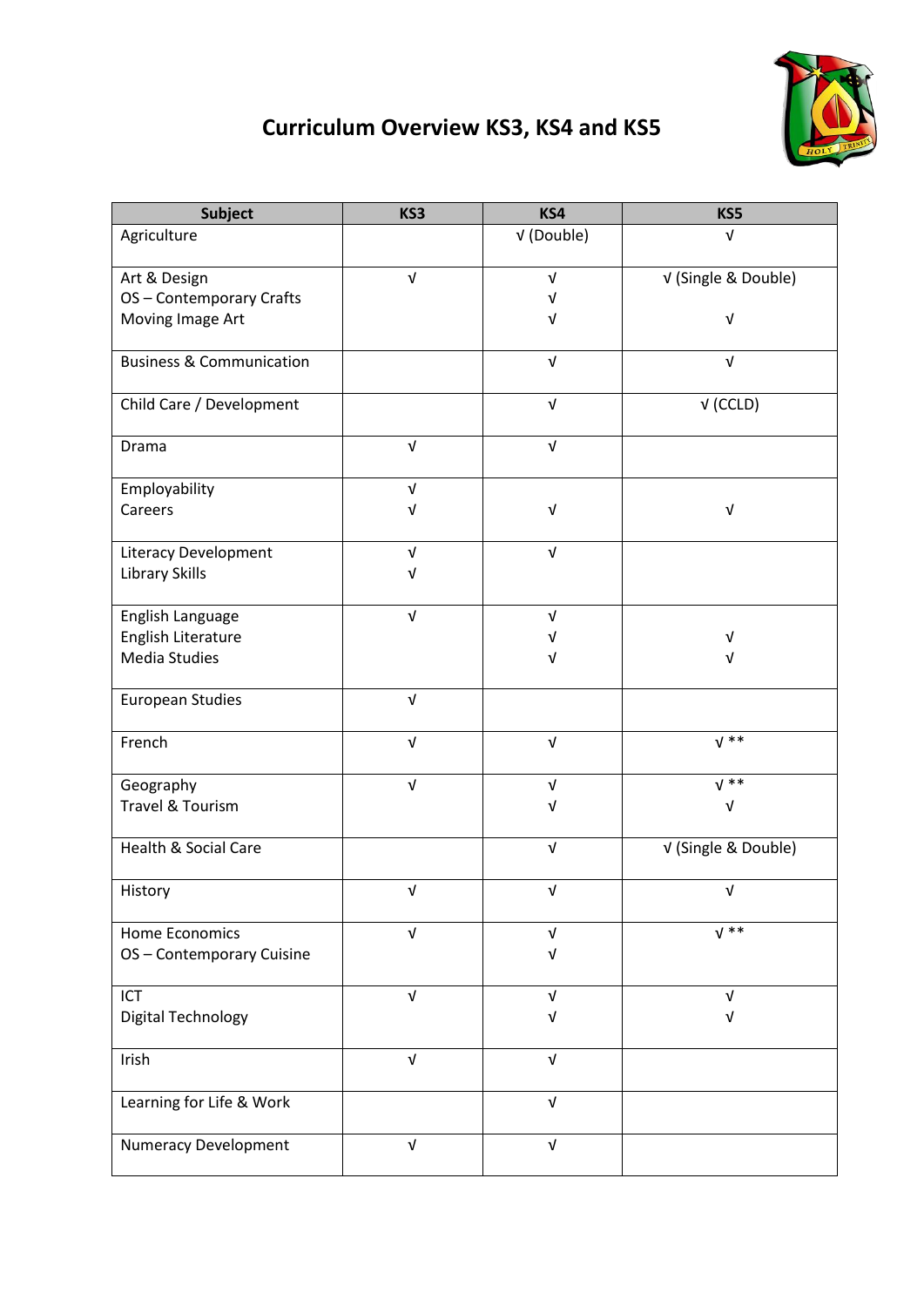# Curriculum Overview KS3, KS4 and KS5

| Subject | KS3 | KS4 | KS5 |
|---|---|---|---|
| Agriculture | | √ (Double) | √ |
| Art & Design<br>OS – Contemporary Crafts<br>Moving Image Art | √ | √<br>√<br>√ | √ (Single & Double)<br><br>√ |
| Business & Communication | | √ | √ |
| Child Care / Development | | √ | √ (CCLD) |
| Drama | √ | √ | |
| Employability<br>Careers | √<br>√ | <br>√ | <br>√ |
| Literacy Development<br>Library Skills | √<br>√ | √ | |
| English Language<br>English Literature<br>Media Studies | √ | √<br>√<br>√ | <br>√<br>√ |
| European Studies | √ | | |
| French | √ | √ | √ ** |
| Geography<br>Travel & Tourism | √ | √<br>√ | √ **<br>√ |
| Health & Social Care | | √ | √ (Single & Double) |
| History | √ | √ | √ |
| Home Economics<br>OS – Contemporary Cuisine | √ | √<br>√ | √ ** |
| ICT<br>Digital Technology | √ | √<br>√ | √<br>√ |
| Irish | √ | √ | |
| Learning for Life & Work | | √ | |
| Numeracy Development | √ | √ | |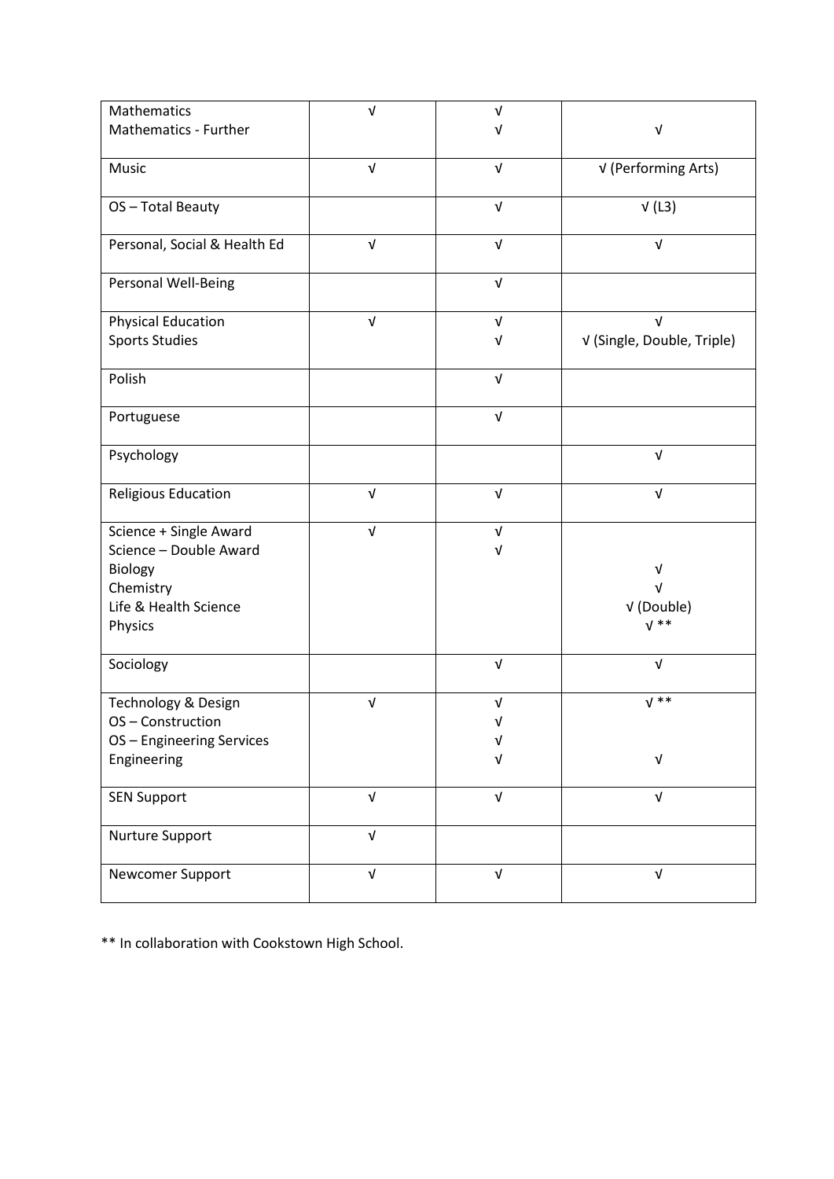| | | | |
|---|---|---|---|
| Mathematics<br>Mathematics - Further | √ | √<br>√ | <br>√ |
| Music | √ | √ | √ (Performing Arts) |
| OS – Total Beauty | | √ | √ (L3) |
| Personal, Social & Health Ed | √ | √ | √ |
| Personal Well-Being | | √ | |
| Physical Education<br>Sports Studies | √ | √<br>√ | √<br>√ (Single, Double, Triple) |
| Polish | | √ | |
| Portuguese | | √ | |
| Psychology | | | √ |
| Religious Education | √ | √ | √ |
| Science + Single Award<br>Science – Double Award<br>Biology<br>Chemistry<br>Life & Health Science<br>Physics | √ | √<br>√ | <br><br>√<br>√<br>√ (Double)<br>√ ** |
| Sociology | | √ | √ |
| Technology & Design<br>OS – Construction<br>OS – Engineering Services<br>Engineering | √ | √<br>√<br>√<br>√ | √ **<br><br><br>√ |
| SEN Support | √ | √ | √ |
| Nurture Support | √ | | |
| Newcomer Support | √ | √ | √ |

** In collaboration with Cookstown High School.